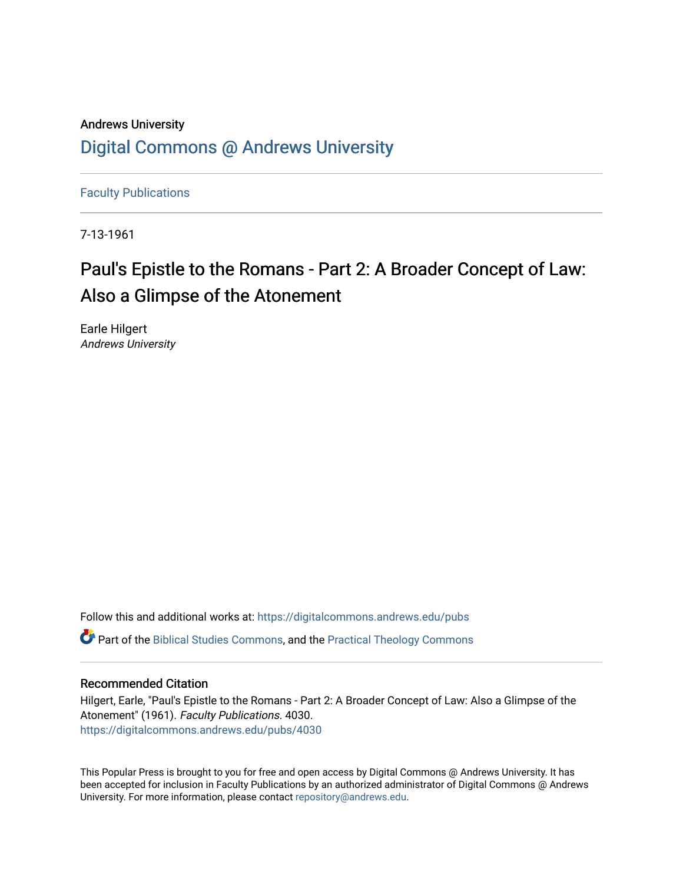Andrews University

## Digital Commons @ Andrews University

Faculty Publications

7-13-1961

# Paul's Epistle to the Romans - Part 2: A Broader Concept of Law: Also a Glimpse of the Atonement

Earle Hilgert
*Andrews University*

Follow this and additional works at: https://digitalcommons.andrews.edu/pubs

Part of the Biblical Studies Commons, and the Practical Theology Commons

### Recommended Citation

Hilgert, Earle, "Paul's Epistle to the Romans - Part 2: A Broader Concept of Law: Also a Glimpse of the Atonement" (1961). *Faculty Publications*. 4030.
https://digitalcommons.andrews.edu/pubs/4030

This Popular Press is brought to you for free and open access by Digital Commons @ Andrews University. It has been accepted for inclusion in Faculty Publications by an authorized administrator of Digital Commons @ Andrews University. For more information, please contact repository@andrews.edu.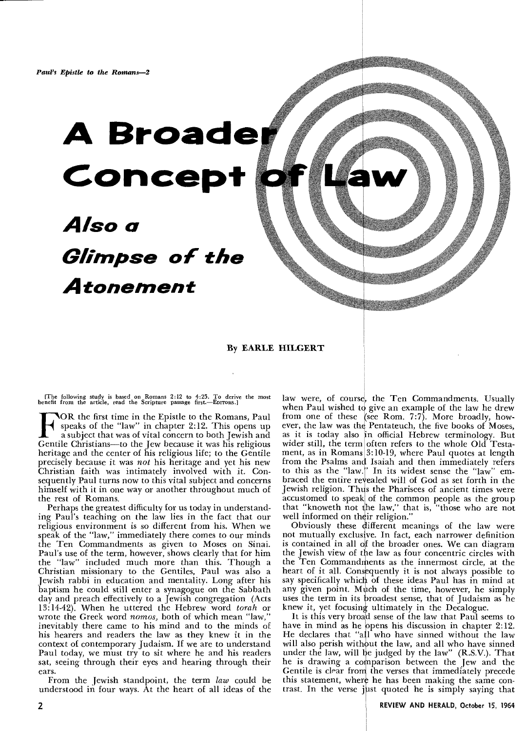*Paul's Epistle to the Romans—2*

# A Broader Concept of Law

## *Also a Glimpse of the Atonement*

**By EARLE HILGERT**

[The following study is based on Romans 2:12 to 4:25. To derive the most benefit from the article, read the Scripture passage first.—EDITORS.]

FOR the first time in the Epistle to the Romans, Paul speaks of the "law" in chapter 2:12. This opens up a subject that was of vital concern to both Jewish and Gentile Christians—to the Jew because it was his religious heritage and the center of his religious life; to the Gentile precisely because it was *not* his heritage and yet his new Christian faith was intimately involved with it. Consequently Paul turns now to this vital subject and concerns himself with it in one way or another throughout much of the rest of Romans.

Perhaps the greatest difficulty for us today in understanding Paul's teaching on the law lies in the fact that our religious environment is so different from his. When we speak of the "law," immediately there comes to our minds the Ten Commandments as given to Moses on Sinai. Paul's use of the term, however, shows clearly that for him the "law" included much more than this. Though a Christian missionary to the Gentiles, Paul was also a Jewish rabbi in education and mentality. Long after his baptism he could still enter a synagogue on the Sabbath day and preach effectively to a Jewish congregation (Acts 13:14-42). When he uttered the Hebrew word *torah* or wrote the Greek word *nomos*, both of which mean "law," inevitably there came to his mind and to the minds of his hearers and readers the law as they knew it in the context of contemporary Judaism. If we are to understand Paul today, we must try to sit where he and his readers sat, seeing through their eyes and hearing through their ears.

From the Jewish standpoint, the term *law* could be understood in four ways. At the heart of all ideas of the law were, of course, the Ten Commandments. Usually when Paul wished to give an example of the law he drew from one of these (see Rom. 7:7). More broadly, however, the law was the Pentateuch, the five books of Moses, as it is today also in official Hebrew terminology. But wider still, the term often refers to the whole Old Testament, as in Romans 3:10-19, where Paul quotes at length from the Psalms and Isaiah and then immediately refers to this as the "law." In its widest sense the "law" embraced the entire revealed will of God as set forth in the Jewish religion. Thus the Pharisees of ancient times were accustomed to speak of the common people as the group that "knoweth not the law," that is, "those who are not well informed on their religion."

Obviously these different meanings of the law were not mutually exclusive. In fact, each narrower definition is contained in all of the broader ones. We can diagram the Jewish view of the law as four concentric circles with the Ten Commandments as the innermost circle, at the heart of it all. Consequently it is not always possible to say specifically which of these ideas Paul has in mind at any given point. Much of the time, however, he simply uses the term in its broadest sense, that of Judaism as he knew it, yet focusing ultimately in the Decalogue.

It is this very broad sense of the law that Paul seems to have in mind as he opens his discussion in chapter 2:12. He declares that "all who have sinned without the law will also perish without the law, and all who have sinned under the law, will be judged by the law" (R.S.V.). That he is drawing a comparison between the Jew and the Gentile is clear from the verses that immediately precede this statement, where he has been making the same contrast. In the verse just quoted he is simply saying that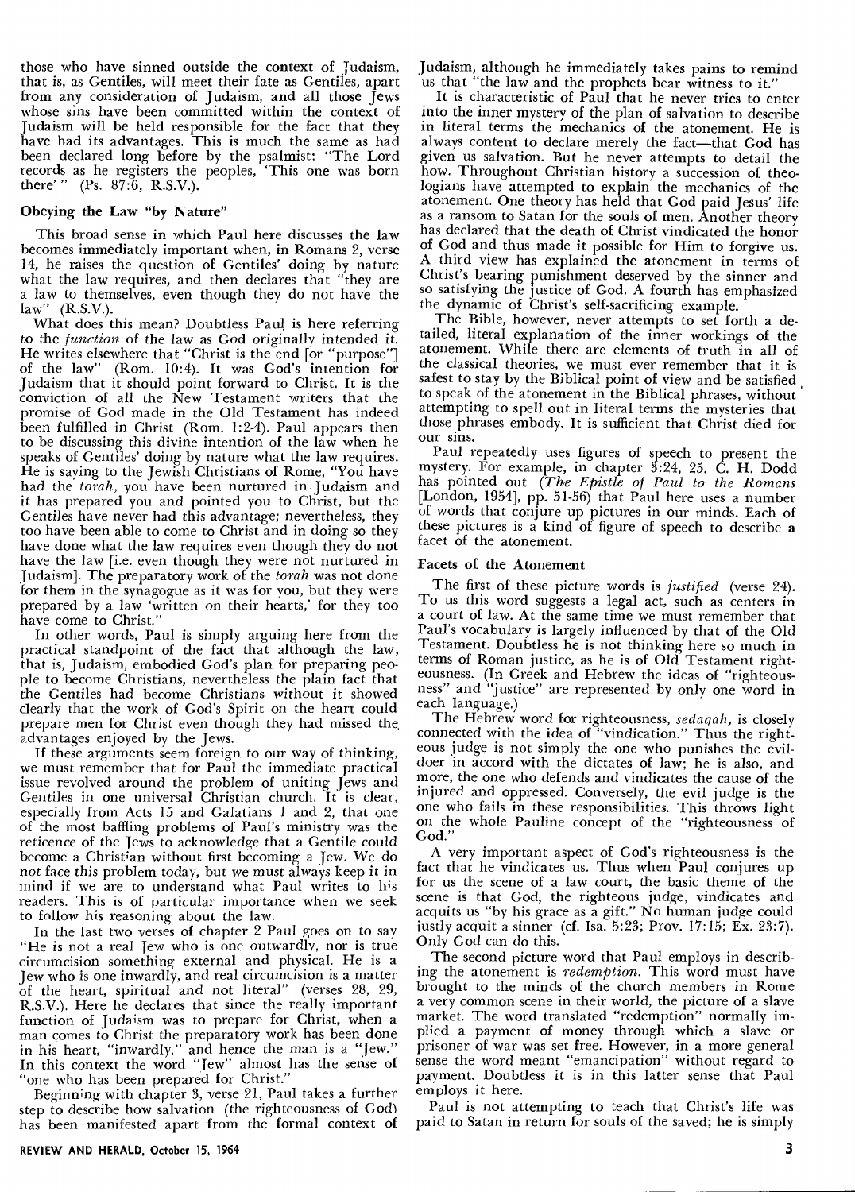those who have sinned outside the context of Judaism, that is, as Gentiles, will meet their fate as Gentiles, apart from any consideration of Judaism, and all those Jews whose sins have been committed within the context of Judaism will be held responsible for the fact that they have had its advantages. This is much the same as had been declared long before by the psalmist: "The Lord records as he registers the peoples, 'This one was born there'" (Ps. 87:6, R.S.V.).

### Obeying the Law "by Nature"

This broad sense in which Paul here discusses the law becomes immediately important when, in Romans 2, verse 14, he raises the question of Gentiles' doing by nature what the law requires, and then declares that "they are a law to themselves, even though they do not have the law" (R.S.V.).

What does this mean? Doubtless Paul is here referring to the *function* of the law as God originally intended it. He writes elsewhere that "Christ is the end [or "purpose"] of the law" (Rom. 10:4). It was God's intention for Judaism that it should point forward to Christ. It is the conviction of all the New Testament writers that the promise of God made in the Old Testament has indeed been fulfilled in Christ (Rom. 1:2-4). Paul appears then to be discussing this divine intention of the law when he speaks of Gentiles' doing by nature what the law requires. He is saying to the Jewish Christians of Rome, "You have had the *torah*, you have been nurtured in Judaism and it has prepared you and pointed you to Christ, but the Gentiles have never had this advantage; nevertheless, they too have been able to come to Christ and in doing so they have done what the law requires even though they do not have the law [i.e. even though they were not nurtured in Judaism]. The preparatory work of the *torah* was not done for them in the synagogue as it was for you, but they were prepared by a law 'written on their hearts,' for they too have come to Christ."

In other words, Paul is simply arguing here from the practical standpoint of the fact that although the law, that is, Judaism, embodied God's plan for preparing people to become Christians, nevertheless the plain fact that the Gentiles had become Christians without it showed clearly that the work of God's Spirit on the heart could prepare men for Christ even though they had missed the advantages enjoyed by the Jews.

If these arguments seem foreign to our way of thinking, we must remember that for Paul the immediate practical issue revolved around the problem of uniting Jews and Gentiles in one universal Christian church. It is clear, especially from Acts 15 and Galatians 1 and 2, that one of the most baffling problems of Paul's ministry was the reticence of the Jews to acknowledge that a Gentile could become a Christian without first becoming a Jew. We do not face this problem today, but we must always keep it in mind if we are to understand what Paul writes to his readers. This is of particular importance when we seek to follow his reasoning about the law.

In the last two verses of chapter 2 Paul goes on to say "He is not a real Jew who is one outwardly, nor is true circumcision something external and physical. He is a Jew who is one inwardly, and real circumcision is a matter of the heart, spiritual and not literal" (verses 28, 29, R.S.V.). Here he declares that since the really important function of Judaism was to prepare for Christ, when a man comes to Christ the preparatory work has been done in his heart, "inwardly," and hence the man is a "Jew." In this context the word "Jew" almost has the sense of "one who has been prepared for Christ."

Beginning with chapter 3, verse 21, Paul takes a further step to describe how salvation (the righteousness of God) has been manifested apart from the formal context of Judaism, although he immediately takes pains to remind us that "the law and the prophets bear witness to it."

It is characteristic of Paul that he never tries to enter into the inner mystery of the plan of salvation to describe in literal terms the mechanics of the atonement. He is always content to declare merely the fact—that God has given us salvation. But he never attempts to detail the how. Throughout Christian history a succession of theologians have attempted to explain the mechanics of the atonement. One theory has held that God paid Jesus' life as a ransom to Satan for the souls of men. Another theory has declared that the death of Christ vindicated the honor of God and thus made it possible for Him to forgive us. A third view has explained the atonement in terms of Christ's bearing punishment deserved by the sinner and so satisfying the justice of God. A fourth has emphasized the dynamic of Christ's self-sacrificing example.

The Bible, however, never attempts to set forth a detailed, literal explanation of the inner workings of the atonement. While there are elements of truth in all of the classical theories, we must ever remember that it is safest to stay by the Biblical point of view and be satisfied to speak of the atonement in the Biblical phrases, without attempting to spell out in literal terms the mysteries that those phrases embody. It is sufficient that Christ died for our sins.

Paul repeatedly uses figures of speech to present the mystery. For example, in chapter 3:24, 25, C. H. Dodd has pointed out (*The Epistle of Paul to the Romans* [London, 1954], pp. 51-56) that Paul here uses a number of words that conjure up pictures in our minds. Each of these pictures is a kind of figure of speech to describe a facet of the atonement.

### Facets of the Atonement

The first of these picture words is *justified* (verse 24). To us this word suggests a legal act, such as centers in a court of law. At the same time we must remember that Paul's vocabulary is largely influenced by that of the Old Testament. Doubtless he is not thinking here so much in terms of Roman justice, as he is of Old Testament righteousness. (In Greek and Hebrew the ideas of "righteousness" and "justice" are represented by only one word in each language.)

The Hebrew word for righteousness, *sedaqah*, is closely connected with the idea of "vindication." Thus the righteous judge is not simply the one who punishes the evildoer in accord with the dictates of law; he is also, and more, the one who defends and vindicates the cause of the injured and oppressed. Conversely, the evil judge is the one who fails in these responsibilities. This throws light on the whole Pauline concept of the "righteousness of God."

A very important aspect of God's righteousness is the fact that he vindicates us. Thus when Paul conjures up for us the scene of a law court, the basic theme of the scene is that God, the righteous judge, vindicates and acquits us "by his grace as a gift." No human judge could justly acquit a sinner (cf. Isa. 5:23; Prov. 17:15; Ex. 23:7). Only God can do this.

The second picture word that Paul employs in describing the atonement is *redemption*. This word must have brought to the minds of the church members in Rome a very common scene in their world, the picture of a slave market. The word translated "redemption" normally implied a payment of money through which a slave or prisoner of war was set free. However, in a more general sense the word meant "emancipation" without regard to payment. Doubtless it is in this latter sense that Paul employs it here.

Paul is not attempting to teach that Christ's life was paid to Satan in return for souls of the saved; he is simply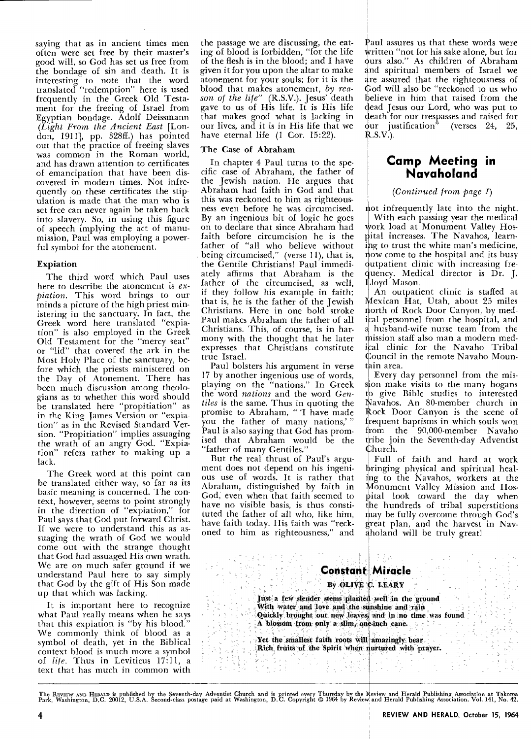saying that as in ancient times men often were set free by their master's good will, so God has set us free from the bondage of sin and death. It is interesting to note that the word translated "redemption" here is used frequently in the Greek Old Testament for the freeing of Israel from Egyptian bondage. Adolf Deissmann (*Light From the Ancient East* [London, 1911], pp. 328ff.) has pointed out that the practice of freeing slaves was common in the Roman world, and has drawn attention to certificates of emancipation that have been discovered in modern times. Not infrequently on these certificates the stipulation is made that the man who is set free can never again be taken back into slavery. So, in using this figure of speech implying the act of manumission, Paul was employing a powerful symbol for the atonement.

### Expiation

The third word which Paul uses here to describe the atonement is *expiation*. This word brings to our minds a picture of the high priest ministering in the sanctuary. In fact, the Greek word here translated "expiation" is also employed in the Greek Old Testament for the "mercy seat" or "lid" that covered the ark in the Most Holy Place of the sanctuary, before which the priests ministered on the Day of Atonement. There has been much discussion among theologians as to whether this word should be translated here "propitiation" as in the King James Version or "expiation" as in the Revised Standard Version. "Propitiation" implies assuaging the wrath of an angry God. "Expiation" refers rather to making up a lack.

The Greek word at this point can be translated either way, so far as its basic meaning is concerned. The context, however, seems to point strongly in the direction of "expiation," for Paul says that God put forward Christ. If we were to understand this as assuaging the wrath of God we would come out with the strange thought that God had assuaged His own wrath. We are on much safer ground if we understand Paul here to say simply that God by the gift of His Son made up that which was lacking.

It is important here to recognize what Paul really means when he says that this expiation is "by his blood." We commonly think of blood as a symbol of death, yet in the Biblical context blood is much more a symbol of *life*. Thus in Leviticus 17:11, a text that has much in common with the passage we are discussing, the eating of blood is forbidden, "for the life of the flesh is in the blood; and I have given it for you upon the altar to make atonement for your souls; for it is the blood that makes atonement, *by reason of the life*" (R.S.V.). Jesus' death gave to us of His life. It is His life that makes good what is lacking in our lives, and it is in His life that we have eternal life (1 Cor. 15:22).

### The Case of Abraham

In chapter 4 Paul turns to the specific case of Abraham, the father of the Jewish nation. He argues that Abraham had faith in God and that this was reckoned to him as righteousness even before he was circumcised. By an ingenious bit of logic he goes on to declare that since Abraham had faith before circumcision he is the father of "all who believe without being circumcised," (verse 11), that is, the Gentile Christians! Paul immediately affirms that Abraham is the father of the circumcised, as well, if they follow his example in faith; that is, he is the father of the Jewish Christians. Here in one bold stroke Paul makes Abraham the father of all Christians. This, of course, is in harmony with the thought that he later expresses that Christians constitute true Israel.

Paul bolsters his argument in verse 17 by another ingenious use of words, playing on the "nations." In Greek the word *nations* and the word *Gentiles* is the same. Thus in quoting the promise to Abraham, "'I have made you the father of many nations,'" Paul is also saying that God has promised that Abraham would be the "father of many Gentiles."

But the real thrust of Paul's argument does not depend on his ingenious use of words. It is rather that Abraham, distinguished by faith in God, even when that faith seemed to have no visible basis, is thus constituted the father of all who, like him, have faith today. His faith was "reckoned to him as righteousness," and Paul assures us that these words were written "not for his sake alone, but for ours also." As children of Abraham and spiritual members of Israel we are assured that the righteousness of God will also be "reckoned to us who believe in him that raised from the dead Jesus our Lord, who was put to death for our trespasses and raised for our justification" (verses 24, 25, R.S.V.).

## Camp Meeting in Navaholand

*(Continued from page 1)*

not infrequently late into the night.

With each passing year the medical work load at Monument Valley Hospital increases. The Navahos, learning to trust the white man's medicine, now come to the hospital and its busy outpatient clinic with increasing frequency. Medical director is Dr. J. Lloyd Mason.

An outpatient clinic is staffed at Mexican Hat, Utah, about 25 miles north of Rock Door Canyon, by medical personnel from the hospital, and a husband-wife nurse team from the mission staff also man a modern medical clinic for the Navaho Tribal Council in the remote Navaho Mountain area.

Every day personnel from the mission make visits to the many hogans to give Bible studies to interested Navahos. An 80-member church in Rock Door Canyon is the scene of frequent baptisms in which souls won from the 90,000-member Navaho tribe join the Seventh-day Adventist Church.

Full of faith and hard at work bringing physical and spiritual healing to the Navahos, workers at the Monument Valley Mission and Hospital look toward the day when the hundreds of tribal superstitions may be fully overcome through God's great plan, and the harvest in Navaholand will be truly great!

## Constant Miracle

**By OLIVE C. LEARY**

**Just a few slender stems planted well in the ground**
**With water and love and the sunshine and rain**
**Quickly brought out new leaves, and in no time was found**
**A blossom from only a slim, one-inch cane.**

**Yet the smallest faith roots will amazingly bear**
**Rich fruits of the Spirit when nurtured with prayer.**

The REVIEW AND HERALD is published by the Seventh-day Adventist Church and is printed every Thursday by the Review and Herald Publishing Association at Takoma Park, Washington, D.C. 20012, U.S.A. Second-class postage paid at Washington, D.C. Copyright © 1964 by Review and Herald Publishing Association. Vol. 141, No. 42.